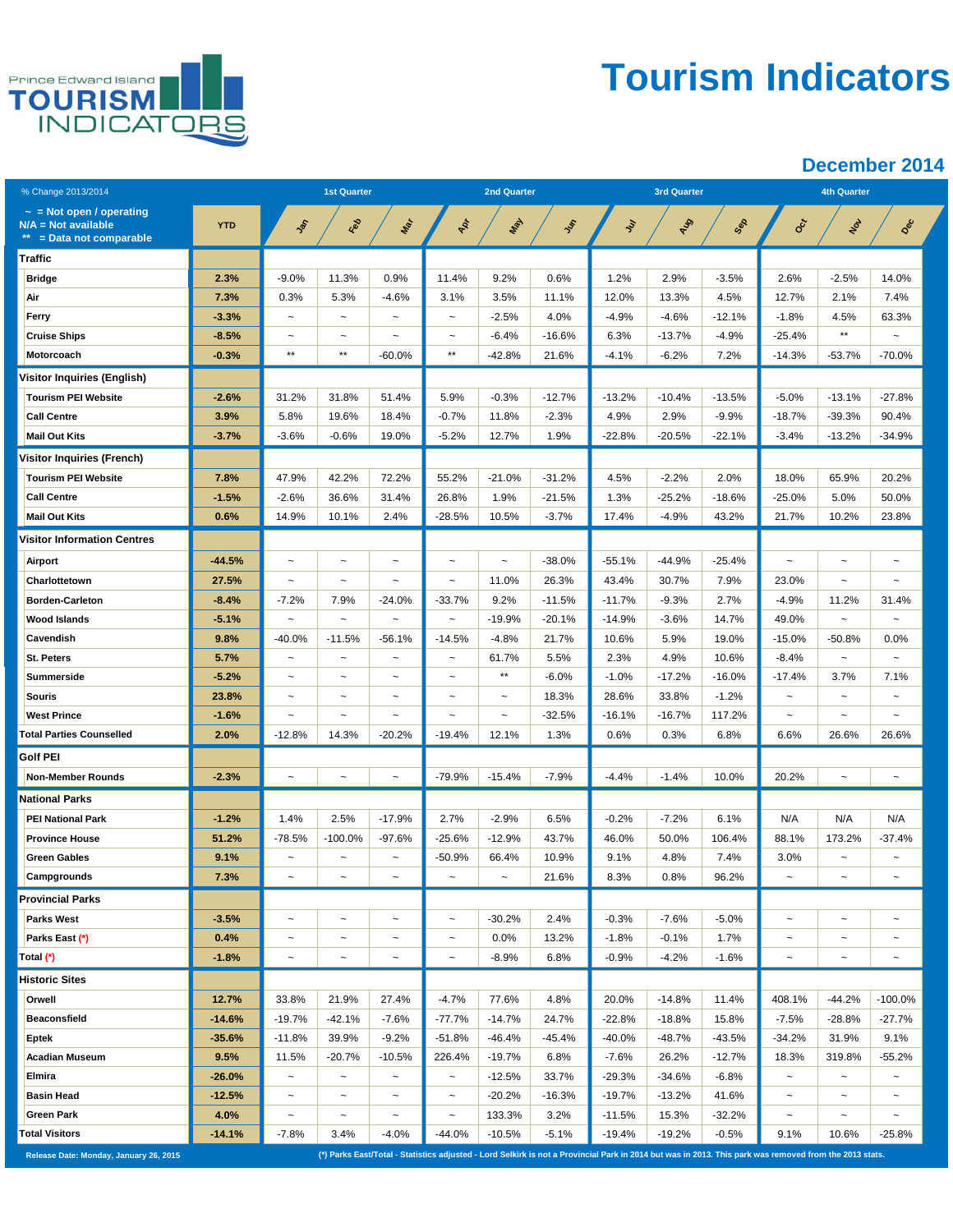# Tourism Indicators

Prince Edward Island TOURISM INDICATORS

## December 2014

| % Change 2013/2014 | | 1st Quarter | | | 2nd Quarter | | | 3rd Quarter | | | 4th Quarter | | |
|---|---|---|---|---|---|---|---|---|---|---|---|---|---|
| ~ = Not open / operating; N/A = Not available; ** = Data not comparable | YTD | Jan | Feb | Mar | Apr | May | Jun | Jul | Aug | Sep | Oct | Nov | Dec |
| **Traffic** | | | | | | | | | | | | | |
| Bridge | 2.3% | -9.0% | 11.3% | 0.9% | 11.4% | 9.2% | 0.6% | 1.2% | 2.9% | -3.5% | 2.6% | -2.5% | 14.0% |
| Air | 7.3% | 0.3% | 5.3% | -4.6% | 3.1% | 3.5% | 11.1% | 12.0% | 13.3% | 4.5% | 12.7% | 2.1% | 7.4% |
| Ferry | -3.3% | ~ | ~ | ~ | ~ | -2.5% | 4.0% | -4.9% | -4.6% | -12.1% | -1.8% | 4.5% | 63.3% |
| Cruise Ships | -8.5% | ~ | ~ | ~ | ~ | -6.4% | -16.6% | 6.3% | -13.7% | -4.9% | -25.4% | ** | ~ |
| Motorcoach | -0.3% | ** | ** | -60.0% | ** | -42.8% | 21.6% | -4.1% | -6.2% | 7.2% | -14.3% | -53.7% | -70.0% |
| **Visitor Inquiries (English)** | | | | | | | | | | | | | |
| Tourism PEI Website | -2.6% | 31.2% | 31.8% | 51.4% | 5.9% | -0.3% | -12.7% | -13.2% | -10.4% | -13.5% | -5.0% | -13.1% | -27.8% |
| Call Centre | 3.9% | 5.8% | 19.6% | 18.4% | -0.7% | 11.8% | -2.3% | 4.9% | 2.9% | -9.9% | -18.7% | -39.3% | 90.4% |
| Mail Out Kits | -3.7% | -3.6% | -0.6% | 19.0% | -5.2% | 12.7% | 1.9% | -22.8% | -20.5% | -22.1% | -3.4% | -13.2% | -34.9% |
| **Visitor Inquiries (French)** | | | | | | | | | | | | | |
| Tourism PEI Website | 7.8% | 47.9% | 42.2% | 72.2% | 55.2% | -21.0% | -31.2% | 4.5% | -2.2% | 2.0% | 18.0% | 65.9% | 20.2% |
| Call Centre | -1.5% | -2.6% | 36.6% | 31.4% | 26.8% | 1.9% | -21.5% | 1.3% | -25.2% | -18.6% | -25.0% | 5.0% | 50.0% |
| Mail Out Kits | 0.6% | 14.9% | 10.1% | 2.4% | -28.5% | 10.5% | -3.7% | 17.4% | -4.9% | 43.2% | 21.7% | 10.2% | 23.8% |
| **Visitor Information Centres** | | | | | | | | | | | | | |
| Airport | -44.5% | ~ | ~ | ~ | ~ | ~ | -38.0% | -55.1% | -44.9% | -25.4% | ~ | ~ | ~ |
| Charlottetown | 27.5% | ~ | ~ | ~ | ~ | 11.0% | 26.3% | 43.4% | 30.7% | 7.9% | 23.0% | ~ | ~ |
| Borden-Carleton | -8.4% | -7.2% | 7.9% | -24.0% | -33.7% | 9.2% | -11.5% | -11.7% | -9.3% | 2.7% | -4.9% | 11.2% | 31.4% |
| Wood Islands | -5.1% | ~ | ~ | ~ | ~ | -19.9% | -20.1% | -14.9% | -3.6% | 14.7% | 49.0% | ~ | ~ |
| Cavendish | 9.8% | -40.0% | -11.5% | -56.1% | -14.5% | -4.8% | 21.7% | 10.6% | 5.9% | 19.0% | -15.0% | -50.8% | 0.0% |
| St. Peters | 5.7% | ~ | ~ | ~ | ~ | 61.7% | 5.5% | 2.3% | 4.9% | 10.6% | -8.4% | ~ | ~ |
| Summerside | -5.2% | ~ | ~ | ~ | ~ | ** | -6.0% | -1.0% | -17.2% | -16.0% | -17.4% | 3.7% | 7.1% |
| Souris | 23.8% | ~ | ~ | ~ | ~ | ~ | 18.3% | 28.6% | 33.8% | -1.2% | ~ | ~ | ~ |
| West Prince | -1.6% | ~ | ~ | ~ | ~ | ~ | -32.5% | -16.1% | -16.7% | 117.2% | ~ | ~ | ~ |
| **Total Parties Counselled** | 2.0% | -12.8% | 14.3% | -20.2% | -19.4% | 12.1% | 1.3% | 0.6% | 0.3% | 6.8% | 6.6% | 26.6% | 26.6% |
| **Golf PEI** | | | | | | | | | | | | | |
| Non-Member Rounds | -2.3% | ~ | ~ | ~ | -79.9% | -15.4% | -7.9% | -4.4% | -1.4% | 10.0% | 20.2% | ~ | ~ |
| **National Parks** | | | | | | | | | | | | | |
| PEI National Park | -1.2% | 1.4% | 2.5% | -17.9% | 2.7% | -2.9% | 6.5% | -0.2% | -7.2% | 6.1% | N/A | N/A | N/A |
| Province House | 51.2% | -78.5% | -100.0% | -97.6% | -25.6% | -12.9% | 43.7% | 46.0% | 50.0% | 106.4% | 88.1% | 173.2% | -37.4% |
| Green Gables | 9.1% | ~ | ~ | ~ | -50.9% | 66.4% | 10.9% | 9.1% | 4.8% | 7.4% | 3.0% | ~ | ~ |
| Campgrounds | 7.3% | ~ | ~ | ~ | ~ | ~ | 21.6% | 8.3% | 0.8% | 96.2% | ~ | ~ | ~ |
| **Provincial Parks** | | | | | | | | | | | | | |
| Parks West | -3.5% | ~ | ~ | ~ | ~ | -30.2% | 2.4% | -0.3% | -7.6% | -5.0% | ~ | ~ | ~ |
| Parks East (*) | 0.4% | ~ | ~ | ~ | ~ | 0.0% | 13.2% | -1.8% | -0.1% | 1.7% | ~ | ~ | ~ |
| Total (*) | -1.8% | ~ | ~ | ~ | ~ | -8.9% | 6.8% | -0.9% | -4.2% | -1.6% | ~ | ~ | ~ |
| **Historic Sites** | | | | | | | | | | | | | |
| Orwell | 12.7% | 33.8% | 21.9% | 27.4% | -4.7% | 77.6% | 4.8% | 20.0% | -14.8% | 11.4% | 408.1% | -44.2% | -100.0% |
| Beaconsfield | -14.6% | -19.7% | -42.1% | -7.6% | -77.7% | -14.7% | 24.7% | -22.8% | -18.8% | 15.8% | -7.5% | -28.8% | -27.7% |
| Eptek | -35.6% | -11.8% | 39.9% | -9.2% | -51.8% | -46.4% | -45.4% | -40.0% | -48.7% | -43.5% | -34.2% | 31.9% | 9.1% |
| Acadian Museum | 9.5% | 11.5% | -20.7% | -10.5% | 226.4% | -19.7% | 6.8% | -7.6% | 26.2% | -12.7% | 18.3% | 319.8% | -55.2% |
| Elmira | -26.0% | ~ | ~ | ~ | ~ | -12.5% | 33.7% | -29.3% | -34.6% | -6.8% | ~ | ~ | ~ |
| Basin Head | -12.5% | ~ | ~ | ~ | ~ | -20.2% | -16.3% | -19.7% | -13.2% | 41.6% | ~ | ~ | ~ |
| Green Park | 4.0% | ~ | ~ | ~ | ~ | 133.3% | 3.2% | -11.5% | 15.3% | -32.2% | ~ | ~ | ~ |
| **Total Visitors** | -14.1% | -7.8% | 3.4% | -4.0% | -44.0% | -10.5% | -5.1% | -19.4% | -19.2% | -0.5% | 9.1% | 10.6% | -25.8% |

Release Date: Monday, January 26, 2015

(*) Parks East/Total - Statistics adjusted - Lord Selkirk is not a Provincial Park in 2014 but was in 2013. This park was removed from the 2013 stats.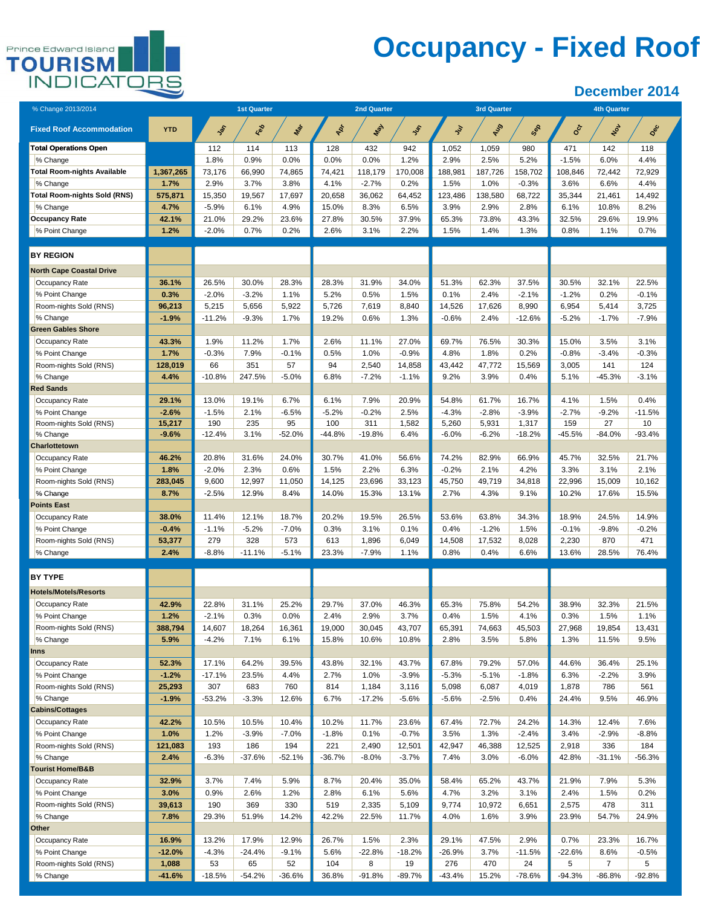Prince Edward Island TOURISM INDICATORS

# Occupancy - Fixed Roof

## December 2014

| % Change 2013/2014 | | 1st Quarter | | | 2nd Quarter | | | 3rd Quarter | | | 4th Quarter | | |
|---|---|---|---|---|---|---|---|---|---|---|---|---|---|
| **Fixed Roof Accommodation** | **YTD** | Jan | Feb | Mar | Apr | May | Jun | Jul | Aug | Sep | Oct | Nov | Dec |
| **Total Operations Open** | | 112 | 114 | 113 | 128 | 432 | 942 | 1,052 | 1,059 | 980 | 471 | 142 | 118 |
| % Change | | 1.8% | 0.9% | 0.0% | 0.0% | 0.0% | 1.2% | 2.9% | 2.5% | 5.2% | -1.5% | 6.0% | 4.4% |
| **Total Room-nights Available** | **1,367,265** | 73,176 | 66,990 | 74,865 | 74,421 | 118,179 | 170,008 | 188,981 | 187,726 | 158,702 | 108,846 | 72,442 | 72,929 |
| % Change | **1.7%** | 2.9% | 3.7% | 3.8% | 4.1% | -2.7% | 0.2% | 1.5% | 1.0% | -0.3% | 3.6% | 6.6% | 4.4% |
| **Total Room-nights Sold (RNS)** | **575,871** | 15,350 | 19,567 | 17,697 | 20,658 | 36,062 | 64,452 | 123,486 | 138,580 | 68,722 | 35,344 | 21,461 | 14,492 |
| % Change | **4.7%** | -5.9% | 6.1% | 4.9% | 15.0% | 8.3% | 6.5% | 3.9% | 2.9% | 2.8% | 6.1% | 10.8% | 8.2% |
| **Occupancy Rate** | **42.1%** | 21.0% | 29.2% | 23.6% | 27.8% | 30.5% | 37.9% | 65.3% | 73.8% | 43.3% | 32.5% | 29.6% | 19.9% |
| % Point Change | **1.2%** | -2.0% | 0.7% | 0.2% | 2.6% | 3.1% | 2.2% | 1.5% | 1.4% | 1.3% | 0.8% | 1.1% | 0.7% |
| **BY REGION** | | | | | | | | | | | | | |
| **North Cape Coastal Drive** | | | | | | | | | | | | | |
| Occupancy Rate | **36.1%** | 26.5% | 30.0% | 28.3% | 28.3% | 31.9% | 34.0% | 51.3% | 62.3% | 37.5% | 30.5% | 32.1% | 22.5% |
| % Point Change | **0.3%** | -2.0% | -3.2% | 1.1% | 5.2% | 0.5% | 1.5% | 0.1% | 2.4% | -2.1% | -1.2% | 0.2% | -0.1% |
| Room-nights Sold (RNS) | **96,213** | 5,215 | 5,656 | 5,922 | 5,726 | 7,619 | 8,840 | 14,526 | 17,626 | 8,990 | 6,954 | 5,414 | 3,725 |
| % Change | **-1.9%** | -11.2% | -9.3% | 1.7% | 19.2% | 0.6% | 1.3% | -0.6% | 2.4% | -12.6% | -5.2% | -1.7% | -7.9% |
| **Green Gables Shore** | | | | | | | | | | | | | |
| Occupancy Rate | **43.3%** | 1.9% | 11.2% | 1.7% | 2.6% | 11.1% | 27.0% | 69.7% | 76.5% | 30.3% | 15.0% | 3.5% | 3.1% |
| % Point Change | **1.7%** | -0.3% | 7.9% | -0.1% | 0.5% | 1.0% | -0.9% | 4.8% | 1.8% | 0.2% | -0.8% | -3.4% | -0.3% |
| Room-nights Sold (RNS) | **128,019** | 66 | 351 | 57 | 94 | 2,540 | 14,858 | 43,442 | 47,772 | 15,569 | 3,005 | 141 | 124 |
| % Change | **4.4%** | -10.8% | 247.5% | -5.0% | 6.8% | -7.2% | -1.1% | 9.2% | 3.9% | 0.4% | 5.1% | -45.3% | -3.1% |
| **Red Sands** | | | | | | | | | | | | | |
| Occupancy Rate | **29.1%** | 13.0% | 19.1% | 6.7% | 6.1% | 7.9% | 20.9% | 54.8% | 61.7% | 16.7% | 4.1% | 1.5% | 0.4% |
| % Point Change | **-2.6%** | -1.5% | 2.1% | -6.5% | -5.2% | -0.2% | 2.5% | -4.3% | -2.8% | -3.9% | -2.7% | -9.2% | -11.5% |
| Room-nights Sold (RNS) | **15,217** | 190 | 235 | 95 | 100 | 311 | 1,582 | 5,260 | 5,931 | 1,317 | 159 | 27 | 10 |
| % Change | **-9.6%** | -12.4% | 3.1% | -52.0% | -44.8% | -19.8% | 6.4% | -6.0% | -6.2% | -18.2% | -45.5% | -84.0% | -93.4% |
| **Charlottetown** | | | | | | | | | | | | | |
| Occupancy Rate | **46.2%** | 20.8% | 31.6% | 24.0% | 30.7% | 41.0% | 56.6% | 74.2% | 82.9% | 66.9% | 45.7% | 32.5% | 21.7% |
| % Point Change | **1.8%** | -2.0% | 2.3% | 0.6% | 1.5% | 2.2% | 6.3% | -0.2% | 2.1% | 4.2% | 3.3% | 3.1% | 2.1% |
| Room-nights Sold (RNS) | **283,045** | 9,600 | 12,997 | 11,050 | 14,125 | 23,696 | 33,123 | 45,750 | 49,719 | 34,818 | 22,996 | 15,009 | 10,162 |
| % Change | **8.7%** | -2.5% | 12.9% | 8.4% | 14.0% | 15.3% | 13.1% | 2.7% | 4.3% | 9.1% | 10.2% | 17.6% | 15.5% |
| **Points East** | | | | | | | | | | | | | |
| Occupancy Rate | **38.0%** | 11.4% | 12.1% | 18.7% | 20.2% | 19.5% | 26.5% | 53.6% | 63.8% | 34.3% | 18.9% | 24.5% | 14.9% |
| % Point Change | **-0.4%** | -1.1% | -5.2% | -7.0% | 0.3% | 3.1% | 0.1% | 0.4% | -1.2% | 1.5% | -0.1% | -9.8% | -0.2% |
| Room-nights Sold (RNS) | **53,377** | 279 | 328 | 573 | 613 | 1,896 | 6,049 | 14,508 | 17,532 | 8,028 | 2,230 | 870 | 471 |
| % Change | **2.4%** | -8.8% | -11.1% | -5.1% | 23.3% | -7.9% | 1.1% | 0.8% | 0.4% | 6.6% | 13.6% | 28.5% | 76.4% |
| **BY TYPE** | | | | | | | | | | | | | |
| **Hotels/Motels/Resorts** | | | | | | | | | | | | | |
| Occupancy Rate | **42.9%** | 22.8% | 31.1% | 25.2% | 29.7% | 37.0% | 46.3% | 65.3% | 75.8% | 54.2% | 38.9% | 32.3% | 21.5% |
| % Point Change | **1.2%** | -2.1% | 0.3% | 0.0% | 2.4% | 2.9% | 3.7% | 0.4% | 1.5% | 4.1% | 0.3% | 1.5% | 1.1% |
| Room-nights Sold (RNS) | **388,794** | 14,607 | 18,264 | 16,361 | 19,000 | 30,045 | 43,707 | 65,391 | 74,663 | 45,503 | 27,968 | 19,854 | 13,431 |
| % Change | **5.9%** | -4.2% | 7.1% | 6.1% | 15.8% | 10.6% | 10.8% | 2.8% | 3.5% | 5.8% | 1.3% | 11.5% | 9.5% |
| **Inns** | | | | | | | | | | | | | |
| Occupancy Rate | **52.3%** | 17.1% | 64.2% | 39.5% | 43.8% | 32.1% | 43.7% | 67.8% | 79.2% | 57.0% | 44.6% | 36.4% | 25.1% |
| % Point Change | **-1.2%** | -17.1% | 23.5% | 4.4% | 2.7% | 1.0% | -3.9% | -5.3% | -5.1% | -1.8% | 6.3% | -2.2% | 3.9% |
| Room-nights Sold (RNS) | **25,293** | 307 | 683 | 760 | 814 | 1,184 | 3,116 | 5,098 | 6,087 | 4,019 | 1,878 | 786 | 561 |
| % Change | **-1.9%** | -53.2% | -3.3% | 12.6% | 6.7% | -17.2% | -5.6% | -5.6% | -2.5% | 0.4% | 24.4% | 9.5% | 46.9% |
| **Cabins/Cottages** | | | | | | | | | | | | | |
| Occupancy Rate | **42.2%** | 10.5% | 10.5% | 10.4% | 10.2% | 11.7% | 23.6% | 67.4% | 72.7% | 24.2% | 14.3% | 12.4% | 7.6% |
| % Point Change | **1.0%** | 1.2% | -3.9% | -7.0% | -1.8% | 0.1% | -0.7% | 3.5% | 1.3% | -2.4% | 3.4% | -2.9% | -8.8% |
| Room-nights Sold (RNS) | **121,083** | 193 | 186 | 194 | 221 | 2,490 | 12,501 | 42,947 | 46,388 | 12,525 | 2,918 | 336 | 184 |
| % Change | **2.4%** | -6.3% | -37.6% | -52.1% | -36.7% | -8.0% | -3.7% | 7.4% | 3.0% | -6.0% | 42.8% | -31.1% | -56.3% |
| **Tourist Home/B&B** | | | | | | | | | | | | | |
| Occupancy Rate | **32.9%** | 3.7% | 7.4% | 5.9% | 8.7% | 20.4% | 35.0% | 58.4% | 65.2% | 43.7% | 21.9% | 7.9% | 5.3% |
| % Point Change | **3.0%** | 0.9% | 2.6% | 1.2% | 2.8% | 6.1% | 5.6% | 4.7% | 3.2% | 3.1% | 2.4% | 1.5% | 0.2% |
| Room-nights Sold (RNS) | **39,613** | 190 | 369 | 330 | 519 | 2,335 | 5,109 | 9,774 | 10,972 | 6,651 | 2,575 | 478 | 311 |
| % Change | **7.8%** | 29.3% | 51.9% | 14.2% | 42.2% | 22.5% | 11.7% | 4.0% | 1.6% | 3.9% | 23.9% | 54.7% | 24.9% |
| **Other** | | | | | | | | | | | | | |
| Occupancy Rate | **16.9%** | 13.2% | 17.9% | 12.9% | 26.7% | 1.5% | 2.3% | 29.1% | 47.5% | 2.9% | 0.7% | 23.3% | 16.7% |
| % Point Change | **-12.0%** | -4.3% | -24.4% | -9.1% | 5.6% | -22.8% | -18.2% | -26.9% | 3.7% | -11.5% | -22.6% | 8.6% | -0.5% |
| Room-nights Sold (RNS) | **1,088** | 53 | 65 | 52 | 104 | 8 | 19 | 276 | 470 | 24 | 5 | 7 | 5 |
| % Change | **-41.6%** | -18.5% | -54.2% | -36.6% | 36.8% | -91.8% | -89.7% | -43.4% | 15.2% | -78.6% | -94.3% | -86.8% | -92.8% |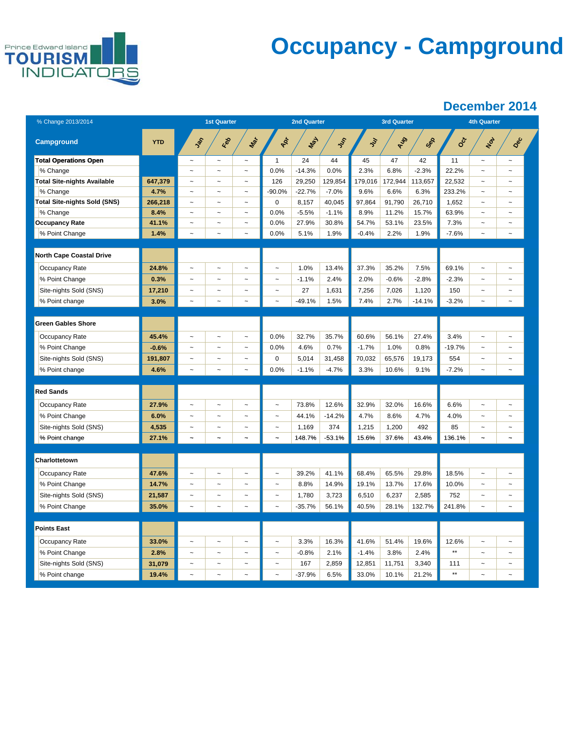Prince Edward Island TOURISM INDICATORS

# Occupancy - Campground

## December 2014

| % Change 2013/2014 | | 1st Quarter | | | 2nd Quarter | | | 3rd Quarter | | | 4th Quarter | | |
|---|---|---|---|---|---|---|---|---|---|---|---|---|---|
| **Campground** | **YTD** | Jan | Feb | Mar | Apr | May | Jun | Jul | Aug | Sep | Oct | Nov | Dec |
| **Total Operations Open** | | ~ | ~ | ~ | 1 | 24 | 44 | 45 | 47 | 42 | 11 | ~ | ~ |
| % Change | | ~ | ~ | ~ | 0.0% | -14.3% | 0.0% | 2.3% | 6.8% | -2.3% | 22.2% | ~ | ~ |
| **Total Site-nights Available** | 647,379 | ~ | ~ | ~ | 126 | 29,250 | 129,854 | 179,016 | 172,944 | 113,657 | 22,532 | ~ | ~ |
| % Change | 4.7% | ~ | ~ | ~ | -90.0% | -22.7% | -7.0% | 9.6% | 6.6% | 6.3% | 233.2% | ~ | ~ |
| **Total Site-nights Sold (SNS)** | 266,218 | ~ | ~ | ~ | 0 | 8,157 | 40,045 | 97,864 | 91,790 | 26,710 | 1,652 | ~ | ~ |
| % Change | 8.4% | ~ | ~ | ~ | 0.0% | -5.5% | -1.1% | 8.9% | 11.2% | 15.7% | 63.9% | ~ | ~ |
| **Occupancy Rate** | 41.1% | ~ | ~ | ~ | 0.0% | 27.9% | 30.8% | 54.7% | 53.1% | 23.5% | 7.3% | ~ | ~ |
| % Point Change | 1.4% | ~ | ~ | ~ | 0.0% | 5.1% | 1.9% | -0.4% | 2.2% | 1.9% | -7.6% | ~ | ~ |
| **North Cape Coastal Drive** | | | | | | | | | | | | | |
| Occupancy Rate | 24.8% | ~ | ~ | ~ | ~ | 1.0% | 13.4% | 37.3% | 35.2% | 7.5% | 69.1% | ~ | ~ |
| % Point Change | 0.3% | ~ | ~ | ~ | ~ | -1.1% | 2.4% | 2.0% | -0.6% | -2.8% | -2.3% | ~ | ~ |
| Site-nights Sold (SNS) | 17,210 | ~ | ~ | ~ | ~ | 27 | 1,631 | 7,256 | 7,026 | 1,120 | 150 | ~ | ~ |
| % Point change | 3.0% | ~ | ~ | ~ | ~ | -49.1% | 1.5% | 7.4% | 2.7% | -14.1% | -3.2% | ~ | ~ |
| **Green Gables Shore** | | | | | | | | | | | | | |
| Occupancy Rate | 45.4% | ~ | ~ | ~ | 0.0% | 32.7% | 35.7% | 60.6% | 56.1% | 27.4% | 3.4% | ~ | ~ |
| % Point Change | -0.6% | ~ | ~ | ~ | 0.0% | 4.6% | 0.7% | -1.7% | 1.0% | 0.8% | -19.7% | ~ | ~ |
| Site-nights Sold (SNS) | 191,807 | ~ | ~ | ~ | 0 | 5,014 | 31,458 | 70,032 | 65,576 | 19,173 | 554 | ~ | ~ |
| % Point change | 4.6% | ~ | ~ | ~ | 0.0% | -1.1% | -4.7% | 3.3% | 10.6% | 9.1% | -7.2% | ~ | ~ |
| **Red Sands** | | | | | | | | | | | | | |
| Occupancy Rate | 27.9% | ~ | ~ | ~ | ~ | 73.8% | 12.6% | 32.9% | 32.0% | 16.6% | 6.6% | ~ | ~ |
| % Point Change | 6.0% | ~ | ~ | ~ | ~ | 44.1% | -14.2% | 4.7% | 8.6% | 4.7% | 4.0% | ~ | ~ |
| Site-nights Sold (SNS) | 4,535 | ~ | ~ | ~ | ~ | 1,169 | 374 | 1,215 | 1,200 | 492 | 85 | ~ | ~ |
| % Point change | 27.1% | ~ | ~ | ~ | ~ | 148.7% | -53.1% | 15.6% | 37.6% | 43.4% | 136.1% | ~ | ~ |
| **Charlottetown** | | | | | | | | | | | | | |
| Occupancy Rate | 47.6% | ~ | ~ | ~ | ~ | 39.2% | 41.1% | 68.4% | 65.5% | 29.8% | 18.5% | ~ | ~ |
| % Point Change | 14.7% | ~ | ~ | ~ | ~ | 8.8% | 14.9% | 19.1% | 13.7% | 17.6% | 10.0% | ~ | ~ |
| Site-nights Sold (SNS) | 21,587 | ~ | ~ | ~ | ~ | 1,780 | 3,723 | 6,510 | 6,237 | 2,585 | 752 | ~ | ~ |
| % Point Change | 35.0% | ~ | ~ | ~ | ~ | -35.7% | 56.1% | 40.5% | 28.1% | 132.7% | 241.8% | ~ | ~ |
| **Points East** | | | | | | | | | | | | | |
| Occupancy Rate | 33.0% | ~ | ~ | ~ | ~ | 3.3% | 16.3% | 41.6% | 51.4% | 19.6% | 12.6% | ~ | ~ |
| % Point Change | 2.8% | ~ | ~ | ~ | ~ | -0.8% | 2.1% | -1.4% | 3.8% | 2.4% | ** | ~ | ~ |
| Site-nights Sold (SNS) | 31,079 | ~ | ~ | ~ | ~ | 167 | 2,859 | 12,851 | 11,751 | 3,340 | 111 | ~ | ~ |
| % Point change | 19.4% | ~ | ~ | ~ | ~ | -37.9% | 6.5% | 33.0% | 10.1% | 21.2% | ** | ~ | ~ |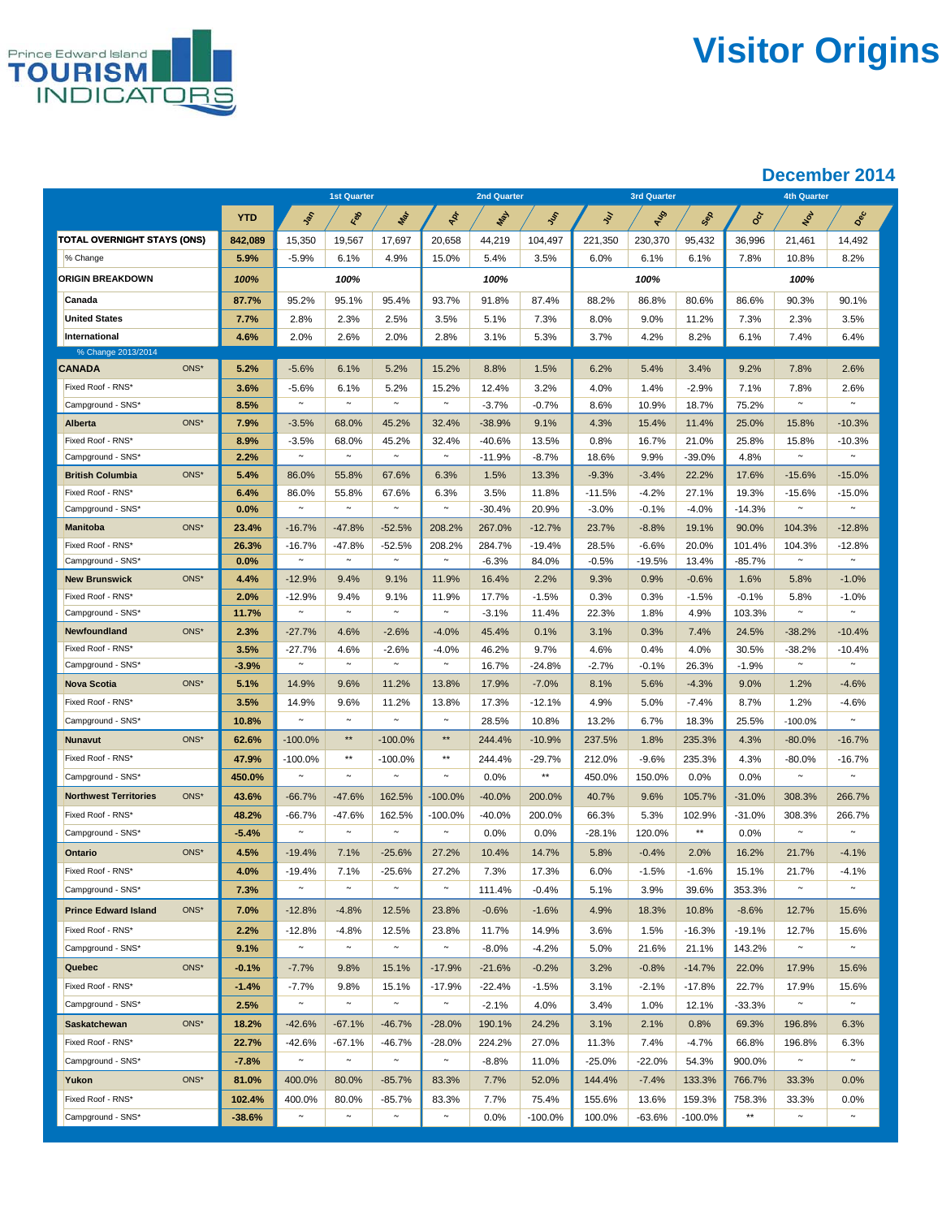Prince Edward Island TOURISM INDICATORS

# Visitor Origins

## December 2014

| | YTD | 1st Quarter | | | 2nd Quarter | | | 3rd Quarter | | | 4th Quarter | | |
|---|---|---|---|---|---|---|---|---|---|---|---|---|---|
| | | Jan | Feb | Mar | Apr | May | Jun | Jul | Aug | Sep | Oct | Nov | Dec |
| **TOTAL OVERNIGHT STAYS (ONS)** | **842,089** | 15,350 | 19,567 | 17,697 | 20,658 | 44,219 | 104,497 | 221,350 | 230,370 | 95,432 | 36,996 | 21,461 | 14,492 |
| % Change | **5.9%** | -5.9% | 6.1% | 4.9% | 15.0% | 5.4% | 3.5% | 6.0% | 6.1% | 6.1% | 7.8% | 10.8% | 8.2% |
| **ORIGIN BREAKDOWN** | **100%** | | **100%** | | | **100%** | | | **100%** | | | **100%** | |
| **Canada** | **87.7%** | 95.2% | 95.1% | 95.4% | 93.7% | 91.8% | 87.4% | 88.2% | 86.8% | 80.6% | 86.6% | 90.3% | 90.1% |
| **United States** | **7.7%** | 2.8% | 2.3% | 2.5% | 3.5% | 5.1% | 7.3% | 8.0% | 9.0% | 11.2% | 7.3% | 2.3% | 3.5% |
| **International** | **4.6%** | 2.0% | 2.6% | 2.0% | 2.8% | 3.1% | 5.3% | 3.7% | 4.2% | 8.2% | 6.1% | 7.4% | 6.4% |
| % Change 2013/2014 | | | | | | | | | | | | | |
| **CANADA** ONS* | **5.2%** | -5.6% | 6.1% | 5.2% | 15.2% | 8.8% | 1.5% | 6.2% | 5.4% | 3.4% | 9.2% | 7.8% | 2.6% |
| Fixed Roof - RNS* | **3.6%** | -5.6% | 6.1% | 5.2% | 15.2% | 12.4% | 3.2% | 4.0% | 1.4% | -2.9% | 7.1% | 7.8% | 2.6% |
| Campground - SNS* | **8.5%** | ~ | ~ | ~ | ~ | -3.7% | -0.7% | 8.6% | 10.9% | 18.7% | 75.2% | ~ | ~ |
| **Alberta** ONS* | **7.9%** | -3.5% | 68.0% | 45.2% | 32.4% | -38.9% | 9.1% | 4.3% | 15.4% | 11.4% | 25.0% | 15.8% | -10.3% |
| Fixed Roof - RNS* | **8.9%** | -3.5% | 68.0% | 45.2% | 32.4% | -40.6% | 13.5% | 0.8% | 16.7% | 21.0% | 25.8% | 15.8% | -10.3% |
| Campground - SNS* | **2.2%** | ~ | ~ | ~ | ~ | -11.9% | -8.7% | 18.6% | 9.9% | -39.0% | 4.8% | ~ | ~ |
| **British Columbia** ONS* | **5.4%** | 86.0% | 55.8% | 67.6% | 6.3% | 1.5% | 13.3% | -9.3% | -3.4% | 22.2% | 17.6% | -15.6% | -15.0% |
| Fixed Roof - RNS* | **6.4%** | 86.0% | 55.8% | 67.6% | 6.3% | 3.5% | 11.8% | -11.5% | -4.2% | 27.1% | 19.3% | -15.6% | -15.0% |
| Campground - SNS* | **0.0%** | ~ | ~ | ~ | ~ | -30.4% | 20.9% | -3.0% | -0.1% | -4.0% | -14.3% | ~ | ~ |
| **Manitoba** ONS* | **23.4%** | -16.7% | -47.8% | -52.5% | 208.2% | 267.0% | -12.7% | 23.7% | -8.8% | 19.1% | 90.0% | 104.3% | -12.8% |
| Fixed Roof - RNS* | **26.3%** | -16.7% | -47.8% | -52.5% | 208.2% | 284.7% | -19.4% | 28.5% | -6.6% | 20.0% | 101.4% | 104.3% | -12.8% |
| Campground - SNS* | **0.0%** | ~ | ~ | ~ | ~ | -6.3% | 84.0% | -0.5% | -19.5% | 13.4% | -85.7% | ~ | ~ |
| **New Brunswick** ONS* | **4.4%** | -12.9% | 9.4% | 9.1% | 11.9% | 16.4% | 2.2% | 9.3% | 0.9% | -0.6% | 1.6% | 5.8% | -1.0% |
| Fixed Roof - RNS* | **2.0%** | -12.9% | 9.4% | 9.1% | 11.9% | 17.7% | -1.5% | 0.3% | 0.3% | -1.5% | -0.1% | 5.8% | -1.0% |
| Campground - SNS* | **11.7%** | ~ | ~ | ~ | ~ | -3.1% | 11.4% | 22.3% | 1.8% | 4.9% | 103.3% | ~ | ~ |
| **Newfoundland** ONS* | **2.3%** | -27.7% | 4.6% | -2.6% | -4.0% | 45.4% | 0.1% | 3.1% | 0.3% | 7.4% | 24.5% | -38.2% | -10.4% |
| Fixed Roof - RNS* | **3.5%** | -27.7% | 4.6% | -2.6% | -4.0% | 46.2% | 9.7% | 4.6% | 0.4% | 4.0% | 30.5% | -38.2% | -10.4% |
| Campground - SNS* | **-3.9%** | ~ | ~ | ~ | ~ | 16.7% | -24.8% | -2.7% | -0.1% | 26.3% | -1.9% | ~ | ~ |
| **Nova Scotia** ONS* | **5.1%** | 14.9% | 9.6% | 11.2% | 13.8% | 17.9% | -7.0% | 8.1% | 5.6% | -4.3% | 9.0% | 1.2% | -4.6% |
| Fixed Roof - RNS* | **3.5%** | 14.9% | 9.6% | 11.2% | 13.8% | 17.3% | -12.1% | 4.9% | 5.0% | -7.4% | 8.7% | 1.2% | -4.6% |
| Campground - SNS* | **10.8%** | ~ | ~ | ~ | ~ | 28.5% | 10.8% | 13.2% | 6.7% | 18.3% | 25.5% | -100.0% | ~ |
| **Nunavut** ONS* | **62.6%** | -100.0% | ** | -100.0% | ** | 244.4% | -10.9% | 237.5% | 1.8% | 235.3% | 4.3% | -80.0% | -16.7% |
| Fixed Roof - RNS* | **47.9%** | -100.0% | ** | -100.0% | ** | 244.4% | -29.7% | 212.0% | -9.6% | 235.3% | 4.3% | -80.0% | -16.7% |
| Campground - SNS* | **450.0%** | ~ | ~ | ~ | ~ | 0.0% | ** | 450.0% | 150.0% | 0.0% | 0.0% | ~ | ~ |
| **Northwest Territories** ONS* | **43.6%** | -66.7% | -47.6% | 162.5% | -100.0% | -40.0% | 200.0% | 40.7% | 9.6% | 105.7% | -31.0% | 308.3% | 266.7% |
| Fixed Roof - RNS* | **48.2%** | -66.7% | -47.6% | 162.5% | -100.0% | -40.0% | 200.0% | 66.3% | 5.3% | 102.9% | -31.0% | 308.3% | 266.7% |
| Campground - SNS* | **-5.4%** | ~ | ~ | ~ | ~ | 0.0% | 0.0% | -28.1% | 120.0% | ** | 0.0% | ~ | ~ |
| **Ontario** ONS* | **4.5%** | -19.4% | 7.1% | -25.6% | 27.2% | 10.4% | 14.7% | 5.8% | -0.4% | 2.0% | 16.2% | 21.7% | -4.1% |
| Fixed Roof - RNS* | **4.0%** | -19.4% | 7.1% | -25.6% | 27.2% | 7.3% | 17.3% | 6.0% | -1.5% | -1.6% | 15.1% | 21.7% | -4.1% |
| Campground - SNS* | **7.3%** | ~ | ~ | ~ | ~ | 111.4% | -0.4% | 5.1% | 3.9% | 39.6% | 353.3% | ~ | ~ |
| **Prince Edward Island** ONS* | **7.0%** | -12.8% | -4.8% | 12.5% | 23.8% | -0.6% | -1.6% | 4.9% | 18.3% | 10.8% | -8.6% | 12.7% | 15.6% |
| Fixed Roof - RNS* | **2.2%** | -12.8% | -4.8% | 12.5% | 23.8% | 11.7% | 14.9% | 3.6% | 1.5% | -16.3% | -19.1% | 12.7% | 15.6% |
| Campground - SNS* | **9.1%** | ~ | ~ | ~ | ~ | -8.0% | -4.2% | 5.0% | 21.6% | 21.1% | 143.2% | ~ | ~ |
| **Quebec** ONS* | **-0.1%** | -7.7% | 9.8% | 15.1% | -17.9% | -21.6% | -0.2% | 3.2% | -0.8% | -14.7% | 22.0% | 17.9% | 15.6% |
| Fixed Roof - RNS* | **-1.4%** | -7.7% | 9.8% | 15.1% | -17.9% | -22.4% | -1.5% | 3.1% | -2.1% | -17.8% | 22.7% | 17.9% | 15.6% |
| Campground - SNS* | **2.5%** | ~ | ~ | ~ | ~ | -2.1% | 4.0% | 3.4% | 1.0% | 12.1% | -33.3% | ~ | ~ |
| **Saskatchewan** ONS* | **18.2%** | -42.6% | -67.1% | -46.7% | -28.0% | 190.1% | 24.2% | 3.1% | 2.1% | 0.8% | 69.3% | 196.8% | 6.3% |
| Fixed Roof - RNS* | **22.7%** | -42.6% | -67.1% | -46.7% | -28.0% | 224.2% | 27.0% | 11.3% | 7.4% | -4.7% | 66.8% | 196.8% | 6.3% |
| Campground - SNS* | **-7.8%** | ~ | ~ | ~ | ~ | -8.8% | 11.0% | -25.0% | -22.0% | 54.3% | 900.0% | ~ | ~ |
| **Yukon** ONS* | **81.0%** | 400.0% | 80.0% | -85.7% | 83.3% | 7.7% | 52.0% | 144.4% | -7.4% | 133.3% | 766.7% | 33.3% | 0.0% |
| Fixed Roof - RNS* | **102.4%** | 400.0% | 80.0% | -85.7% | 83.3% | 7.7% | 75.4% | 155.6% | 13.6% | 159.3% | 758.3% | 33.3% | 0.0% |
| Campground - SNS* | **-38.6%** | ~ | ~ | ~ | ~ | 0.0% | -100.0% | 100.0% | -63.6% | -100.0% | ** | ~ | ~ |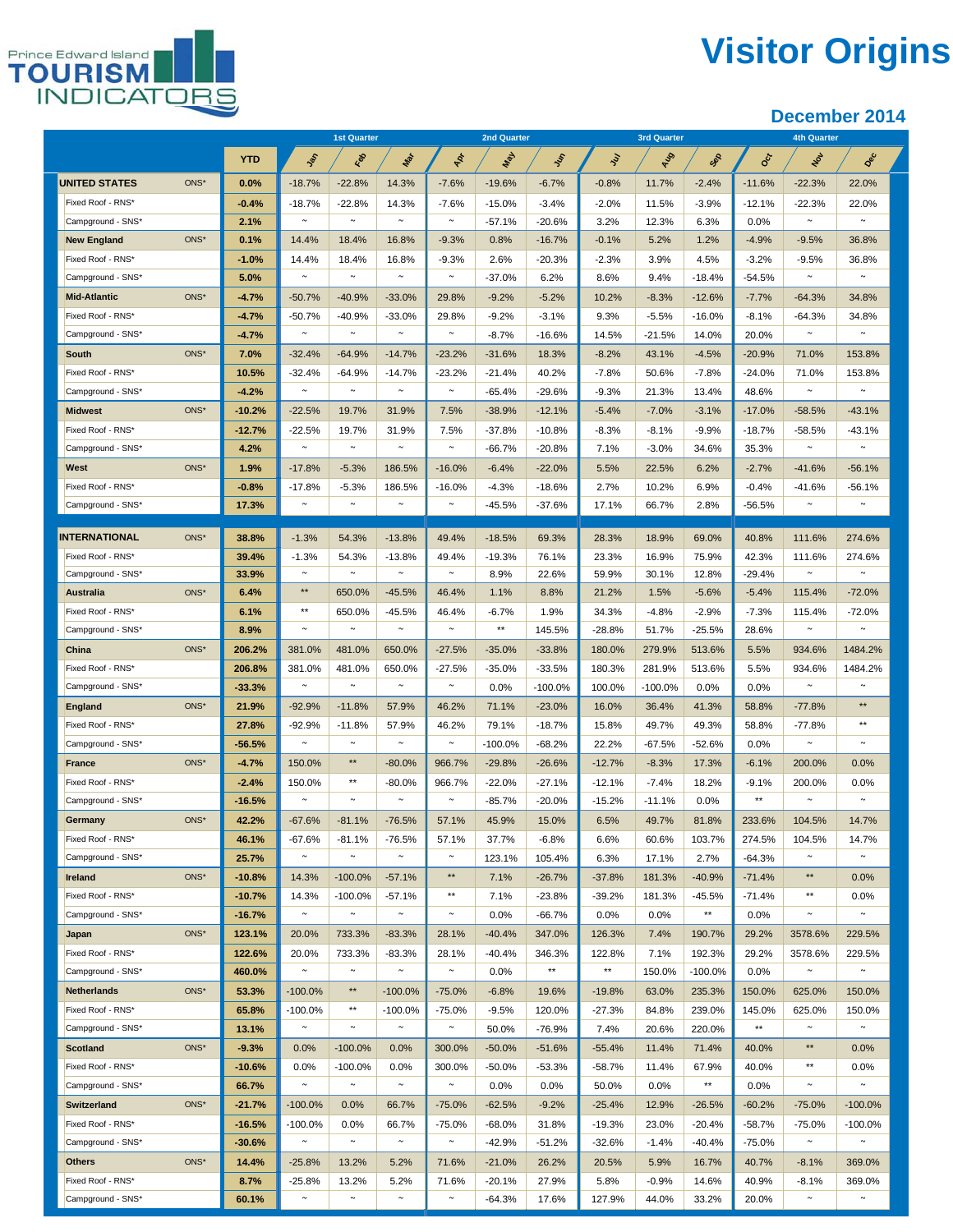Prince Edward Island TOURISM INDICATORS

# Visitor Origins

## December 2014

| | | YTD | 1st Quarter Jan | Feb | Mar | 2nd Quarter Apr | May | Jun | 3rd Quarter Jul | Aug | Sep | 4th Quarter Oct | Nov | Dec |
|---|---|---|---|---|---|---|---|---|---|---|---|---|---|---|
| **UNITED STATES** | ONS* | **0.0%** | -18.7% | -22.8% | 14.3% | -7.6% | -19.6% | -6.7% | -0.8% | 11.7% | -2.4% | -11.6% | -22.3% | 22.0% |
| Fixed Roof - RNS* | | **-0.4%** | -18.7% | -22.8% | 14.3% | -7.6% | -15.0% | -3.4% | -2.0% | 11.5% | -3.9% | -12.1% | -22.3% | 22.0% |
| Campground - SNS* | | **2.1%** | ~ | ~ | ~ | ~ | -57.1% | -20.6% | 3.2% | 12.3% | 6.3% | 0.0% | ~ | ~ |
| **New England** | ONS* | **0.1%** | 14.4% | 18.4% | 16.8% | -9.3% | 0.8% | -16.7% | -0.1% | 5.2% | 1.2% | -4.9% | -9.5% | 36.8% |
| Fixed Roof - RNS* | | **-1.0%** | 14.4% | 18.4% | 16.8% | -9.3% | 2.6% | -20.3% | -2.3% | 3.9% | 4.5% | -3.2% | -9.5% | 36.8% |
| Campground - SNS* | | **5.0%** | ~ | ~ | ~ | ~ | -37.0% | 6.2% | 8.6% | 9.4% | -18.4% | -54.5% | ~ | ~ |
| **Mid-Atlantic** | ONS* | **-4.7%** | -50.7% | -40.9% | -33.0% | 29.8% | -9.2% | -5.2% | 10.2% | -8.3% | -12.6% | -7.7% | -64.3% | 34.8% |
| Fixed Roof - RNS* | | **-4.7%** | -50.7% | -40.9% | -33.0% | 29.8% | -9.2% | -3.1% | 9.3% | -5.5% | -16.0% | -8.1% | -64.3% | 34.8% |
| Campground - SNS* | | **-4.7%** | ~ | ~ | ~ | ~ | -8.7% | -16.6% | 14.5% | -21.5% | 14.0% | 20.0% | ~ | ~ |
| **South** | ONS* | **7.0%** | -32.4% | -64.9% | -14.7% | -23.2% | -31.6% | 18.3% | -8.2% | 43.1% | -4.5% | -20.9% | 71.0% | 153.8% |
| Fixed Roof - RNS* | | **10.5%** | -32.4% | -64.9% | -14.7% | -23.2% | -21.4% | 40.2% | -7.8% | 50.6% | -7.8% | -24.0% | 71.0% | 153.8% |
| Campground - SNS* | | **-4.2%** | ~ | ~ | ~ | ~ | -65.4% | -29.6% | -9.3% | 21.3% | 13.4% | 48.6% | ~ | ~ |
| **Midwest** | ONS* | **-10.2%** | -22.5% | 19.7% | 31.9% | 7.5% | -38.9% | -12.1% | -5.4% | -7.0% | -3.1% | -17.0% | -58.5% | -43.1% |
| Fixed Roof - RNS* | | **-12.7%** | -22.5% | 19.7% | 31.9% | 7.5% | -37.8% | -10.8% | -8.3% | -8.1% | -9.9% | -18.7% | -58.5% | -43.1% |
| Campground - SNS* | | **4.2%** | ~ | ~ | ~ | ~ | -66.7% | -20.8% | 7.1% | -3.0% | 34.6% | 35.3% | ~ | ~ |
| **West** | ONS* | **1.9%** | -17.8% | -5.3% | 186.5% | -16.0% | -6.4% | -22.0% | 5.5% | 22.5% | 6.2% | -2.7% | -41.6% | -56.1% |
| Fixed Roof - RNS* | | **-0.8%** | -17.8% | -5.3% | 186.5% | -16.0% | -4.3% | -18.6% | 2.7% | 10.2% | 6.9% | -0.4% | -41.6% | -56.1% |
| Campground - SNS* | | **17.3%** | ~ | ~ | ~ | ~ | -45.5% | -37.6% | 17.1% | 66.7% | 2.8% | -56.5% | ~ | ~ |
| **INTERNATIONAL** | ONS* | **38.8%** | -1.3% | 54.3% | -13.8% | 49.4% | -18.5% | 69.3% | 28.3% | 18.9% | 69.0% | 40.8% | 111.6% | 274.6% |
| Fixed Roof - RNS* | | **39.4%** | -1.3% | 54.3% | -13.8% | 49.4% | -19.3% | 76.1% | 23.3% | 16.9% | 75.9% | 42.3% | 111.6% | 274.6% |
| Campground - SNS* | | **33.9%** | ~ | ~ | ~ | ~ | 8.9% | 22.6% | 59.9% | 30.1% | 12.8% | -29.4% | ~ | ~ |
| **Australia** | ONS* | **6.4%** | ** | 650.0% | -45.5% | 46.4% | 1.1% | 8.8% | 21.2% | 1.5% | -5.6% | -5.4% | 115.4% | -72.0% |
| Fixed Roof - RNS* | | **6.1%** | ** | 650.0% | -45.5% | 46.4% | -6.7% | 1.9% | 34.3% | -4.8% | -2.9% | -7.3% | 115.4% | -72.0% |
| Campground - SNS* | | **8.9%** | ~ | ~ | ~ | ~ | ** | 145.5% | -28.8% | 51.7% | -25.5% | 28.6% | ~ | ~ |
| **China** | ONS* | **206.2%** | 381.0% | 481.0% | 650.0% | -27.5% | -35.0% | -33.8% | 180.0% | 279.9% | 513.6% | 5.5% | 934.6% | 1484.2% |
| Fixed Roof - RNS* | | **206.8%** | 381.0% | 481.0% | 650.0% | -27.5% | -35.0% | -33.5% | 180.3% | 281.9% | 513.6% | 5.5% | 934.6% | 1484.2% |
| Campground - SNS* | | **-33.3%** | ~ | ~ | ~ | ~ | 0.0% | -100.0% | 100.0% | -100.0% | 0.0% | 0.0% | ~ | ~ |
| **England** | ONS* | **21.9%** | -92.9% | -11.8% | 57.9% | 46.2% | 71.1% | -23.0% | 16.0% | 36.4% | 41.3% | 58.8% | -77.8% | ** |
| Fixed Roof - RNS* | | **27.8%** | -92.9% | -11.8% | 57.9% | 46.2% | 79.1% | -18.7% | 15.8% | 49.7% | 49.3% | 58.8% | -77.8% | ** |
| Campground - SNS* | | **-56.5%** | ~ | ~ | ~ | ~ | -100.0% | -68.2% | 22.2% | -67.5% | -52.6% | 0.0% | ~ | ~ |
| **France** | ONS* | **-4.7%** | 150.0% | ** | -80.0% | 966.7% | -29.8% | -26.6% | -12.7% | -8.3% | 17.3% | -6.1% | 200.0% | 0.0% |
| Fixed Roof - RNS* | | **-2.4%** | 150.0% | ** | -80.0% | 966.7% | -22.0% | -27.1% | -12.1% | -7.4% | 18.2% | -9.1% | 200.0% | 0.0% |
| Campground - SNS* | | **-16.5%** | ~ | ~ | ~ | ~ | -85.7% | -20.0% | -15.2% | -11.1% | 0.0% | ** | ~ | ~ |
| **Germany** | ONS* | **42.2%** | -67.6% | -81.1% | -76.5% | 57.1% | 45.9% | 15.0% | 6.5% | 49.7% | 81.8% | 233.6% | 104.5% | 14.7% |
| Fixed Roof - RNS* | | **46.1%** | -67.6% | -81.1% | -76.5% | 57.1% | 37.7% | -6.8% | 6.6% | 60.6% | 103.7% | 274.5% | 104.5% | 14.7% |
| Campground - SNS* | | **25.7%** | ~ | ~ | ~ | ~ | 123.1% | 105.4% | 6.3% | 17.1% | 2.7% | -64.3% | ~ | ~ |
| **Ireland** | ONS* | **-10.8%** | 14.3% | -100.0% | -57.1% | ** | 7.1% | -26.7% | -37.8% | 181.3% | -40.9% | -71.4% | ** | 0.0% |
| Fixed Roof - RNS* | | **-10.7%** | 14.3% | -100.0% | -57.1% | ** | 7.1% | -23.8% | -39.2% | 181.3% | -45.5% | -71.4% | ** | 0.0% |
| Campground - SNS* | | **-16.7%** | ~ | ~ | ~ | ~ | 0.0% | -66.7% | 0.0% | 0.0% | ** | 0.0% | ~ | ~ |
| **Japan** | ONS* | **123.1%** | 20.0% | 733.3% | -83.3% | 28.1% | -40.4% | 347.0% | 126.3% | 7.4% | 190.7% | 29.2% | 3578.6% | 229.5% |
| Fixed Roof - RNS* | | **122.6%** | 20.0% | 733.3% | -83.3% | 28.1% | -40.4% | 346.3% | 122.8% | 7.1% | 192.3% | 29.2% | 3578.6% | 229.5% |
| Campground - SNS* | | **460.0%** | ~ | ~ | ~ | ~ | 0.0% | ** | ** | 150.0% | -100.0% | 0.0% | ~ | ~ |
| **Netherlands** | ONS* | **53.3%** | -100.0% | ** | -100.0% | -75.0% | -6.8% | 19.6% | -19.8% | 63.0% | 235.3% | 150.0% | 625.0% | 150.0% |
| Fixed Roof - RNS* | | **65.8%** | -100.0% | ** | -100.0% | -75.0% | -9.5% | 120.0% | -27.3% | 84.8% | 239.0% | 145.0% | 625.0% | 150.0% |
| Campground - SNS* | | **13.1%** | ~ | ~ | ~ | ~ | 50.0% | -76.9% | 7.4% | 20.6% | 220.0% | ** | ~ | ~ |
| **Scotland** | ONS* | **-9.3%** | 0.0% | -100.0% | 0.0% | 300.0% | -50.0% | -51.6% | -55.4% | 11.4% | 71.4% | 40.0% | ** | 0.0% |
| Fixed Roof - RNS* | | **-10.6%** | 0.0% | -100.0% | 0.0% | 300.0% | -50.0% | -53.3% | -58.7% | 11.4% | 67.9% | 40.0% | ** | 0.0% |
| Campground - SNS* | | **66.7%** | ~ | ~ | ~ | ~ | 0.0% | 0.0% | 50.0% | 0.0% | ** | 0.0% | ~ | ~ |
| **Switzerland** | ONS* | **-21.7%** | -100.0% | 0.0% | 66.7% | -75.0% | -62.5% | -9.2% | -25.4% | 12.9% | -26.5% | -60.2% | -75.0% | -100.0% |
| Fixed Roof - RNS* | | **-16.5%** | -100.0% | 0.0% | 66.7% | -75.0% | -68.0% | 31.8% | -19.3% | 23.0% | -20.4% | -58.7% | -75.0% | -100.0% |
| Campground - SNS* | | **-30.6%** | ~ | ~ | ~ | ~ | -42.9% | -51.2% | -32.6% | -1.4% | -40.4% | -75.0% | ~ | ~ |
| **Others** | ONS* | **14.4%** | -25.8% | 13.2% | 5.2% | 71.6% | -21.0% | 26.2% | 20.5% | 5.9% | 16.7% | 40.7% | -8.1% | 369.0% |
| Fixed Roof - RNS* | | **8.7%** | -25.8% | 13.2% | 5.2% | 71.6% | -20.1% | 27.9% | 5.8% | -0.9% | 14.6% | 40.9% | -8.1% | 369.0% |
| Campground - SNS* | | **60.1%** | ~ | ~ | ~ | ~ | -64.3% | 17.6% | 127.9% | 44.0% | 33.2% | 20.0% | ~ | ~ |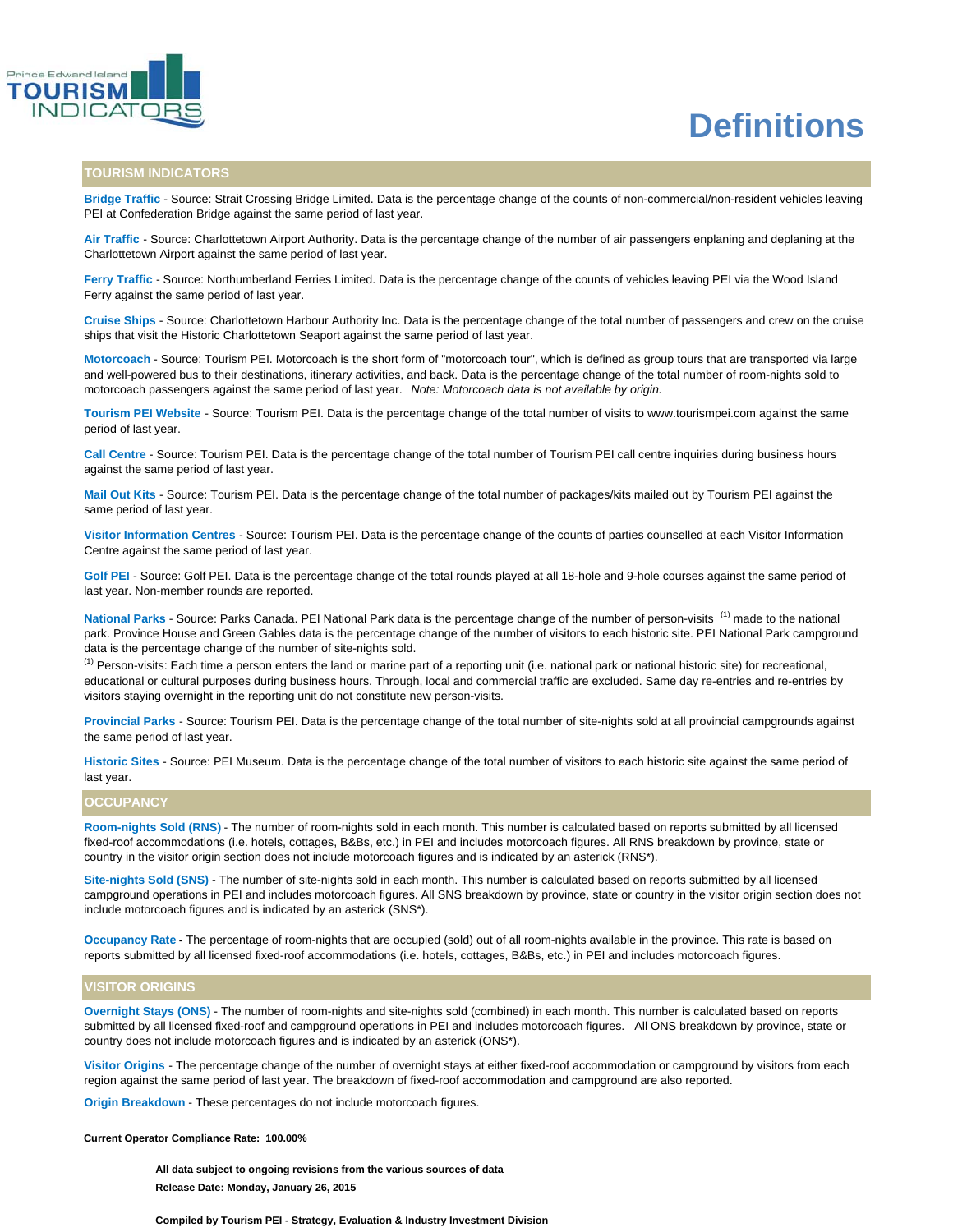# Definitions

## TOURISM INDICATORS

**Bridge Traffic** - Source: Strait Crossing Bridge Limited. Data is the percentage change of the counts of non-commercial/non-resident vehicles leaving PEI at Confederation Bridge against the same period of last year.

**Air Traffic** - Source: Charlottetown Airport Authority. Data is the percentage change of the number of air passengers enplaning and deplaning at the Charlottetown Airport against the same period of last year.

**Ferry Traffic** - Source: Northumberland Ferries Limited. Data is the percentage change of the counts of vehicles leaving PEI via the Wood Island Ferry against the same period of last year.

**Cruise Ships** - Source: Charlottetown Harbour Authority Inc. Data is the percentage change of the total number of passengers and crew on the cruise ships that visit the Historic Charlottetown Seaport against the same period of last year.

**Motorcoach** - Source: Tourism PEI. Motorcoach is the short form of "motorcoach tour", which is defined as group tours that are transported via large and well-powered bus to their destinations, itinerary activities, and back. Data is the percentage change of the total number of room-nights sold to motorcoach passengers against the same period of last year. *Note: Motorcoach data is not available by origin.*

**Tourism PEI Website** - Source: Tourism PEI. Data is the percentage change of the total number of visits to www.tourismpei.com against the same period of last year.

**Call Centre** - Source: Tourism PEI. Data is the percentage change of the total number of Tourism PEI call centre inquiries during business hours against the same period of last year.

**Mail Out Kits** - Source: Tourism PEI. Data is the percentage change of the total number of packages/kits mailed out by Tourism PEI against the same period of last year.

**Visitor Information Centres** - Source: Tourism PEI. Data is the percentage change of the counts of parties counselled at each Visitor Information Centre against the same period of last year.

**Golf PEI** - Source: Golf PEI. Data is the percentage change of the total rounds played at all 18-hole and 9-hole courses against the same period of last year. Non-member rounds are reported.

**National Parks** - Source: Parks Canada. PEI National Park data is the percentage change of the number of person-visits [1] made to the national park. Province House and Green Gables data is the percentage change of the number of visitors to each historic site. PEI National Park campground data is the percentage change of the number of site-nights sold.

[1] Person-visits: Each time a person enters the land or marine part of a reporting unit (i.e. national park or national historic site) for recreational, educational or cultural purposes during business hours. Through, local and commercial traffic are excluded. Same day re-entries and re-entries by visitors staying overnight in the reporting unit do not constitute new person-visits.

**Provincial Parks** - Source: Tourism PEI. Data is the percentage change of the total number of site-nights sold at all provincial campgrounds against the same period of last year.

**Historic Sites** - Source: PEI Museum. Data is the percentage change of the total number of visitors to each historic site against the same period of last year.

## OCCUPANCY

**Room-nights Sold (RNS)** - The number of room-nights sold in each month. This number is calculated based on reports submitted by all licensed fixed-roof accommodations (i.e. hotels, cottages, B&Bs, etc.) in PEI and includes motorcoach figures. All RNS breakdown by province, state or country in the visitor origin section does not include motorcoach figures and is indicated by an asterick (RNS*).

**Site-nights Sold (SNS)** - The number of site-nights sold in each month. This number is calculated based on reports submitted by all licensed campground operations in PEI and includes motorcoach figures. All SNS breakdown by province, state or country in the visitor origin section does not include motorcoach figures and is indicated by an asterick (SNS*).

**Occupancy Rate** - The percentage of room-nights that are occupied (sold) out of all room-nights available in the province. This rate is based on reports submitted by all licensed fixed-roof accommodations (i.e. hotels, cottages, B&Bs, etc.) in PEI and includes motorcoach figures.

## VISITOR ORIGINS

**Overnight Stays (ONS)** - The number of room-nights and site-nights sold (combined) in each month. This number is calculated based on reports submitted by all licensed fixed-roof and campground operations in PEI and includes motorcoach figures. All ONS breakdown by province, state or country does not include motorcoach figures and is indicated by an asterick (ONS*).

**Visitor Origins** - The percentage change of the number of overnight stays at either fixed-roof accommodation or campground by visitors from each region against the same period of last year. The breakdown of fixed-roof accommodation and campground are also reported.

**Origin Breakdown** - These percentages do not include motorcoach figures.

**Current Operator Compliance Rate: 100.00%**

**All data subject to ongoing revisions from the various sources of data**

**Release Date: Monday, January 26, 2015**

**Compiled by Tourism PEI - Strategy, Evaluation & Industry Investment Division**